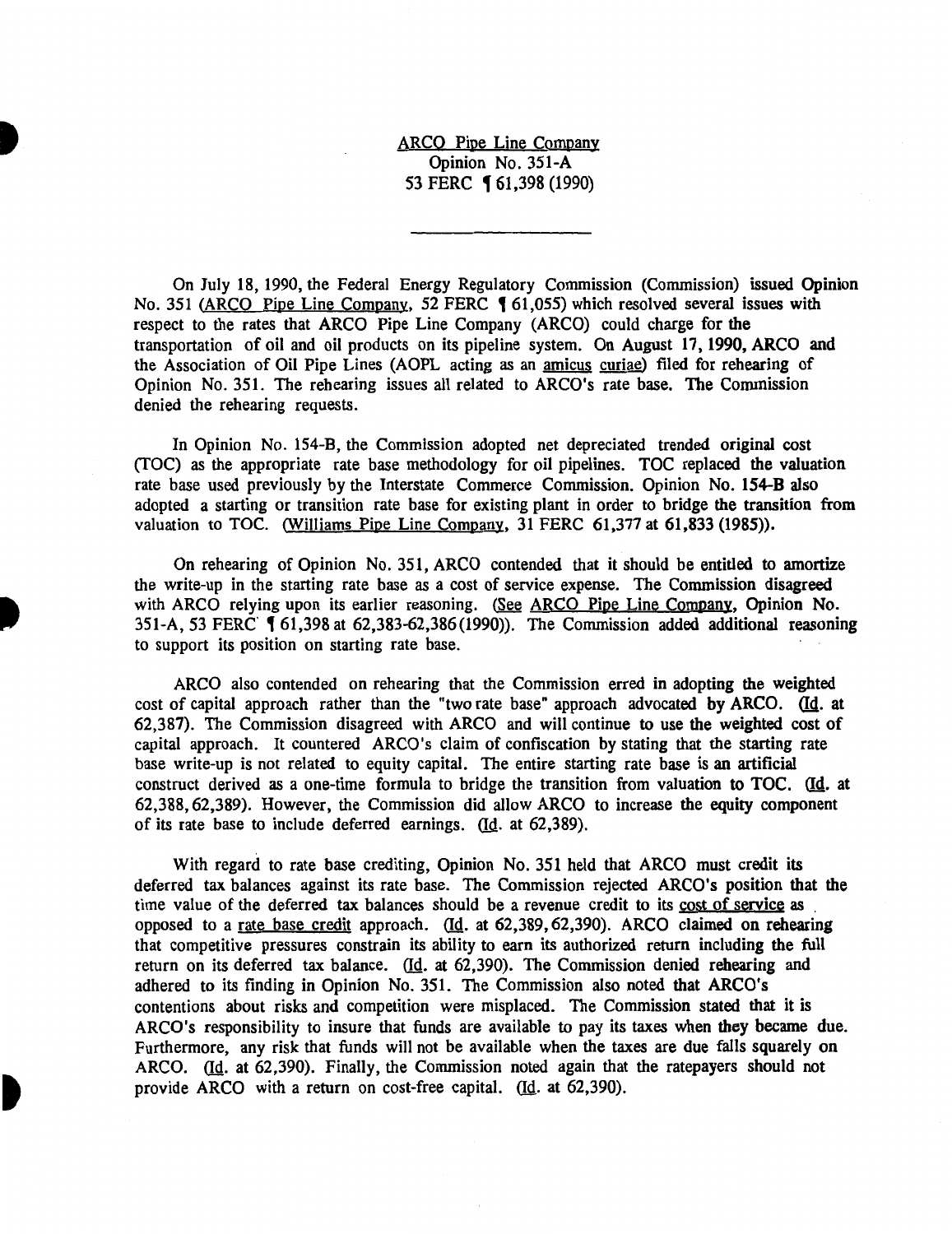ARCO Pipe Line Company
Opinion No. 351-A
53 FERC ¶ 61,398 (1990)

---

On July 18, 1990, the Federal Energy Regulatory Commission (Commission) issued Opinion No. 351 (ARCO Pipe Line Company, 52 FERC ¶ 61,055) which resolved several issues with respect to the rates that ARCO Pipe Line Company (ARCO) could charge for the transportation of oil and oil products on its pipeline system. On August 17, 1990, ARCO and the Association of Oil Pipe Lines (AOPL acting as an amicus curiae) filed for rehearing of Opinion No. 351. The rehearing issues all related to ARCO's rate base. The Commission denied the rehearing requests.

In Opinion No. 154-B, the Commission adopted net depreciated trended original cost (TOC) as the appropriate rate base methodology for oil pipelines. TOC replaced the valuation rate base used previously by the Interstate Commerce Commission. Opinion No. 154-B also adopted a starting or transition rate base for existing plant in order to bridge the transition from valuation to TOC. (Williams Pipe Line Company, 31 FERC 61,377 at 61,833 (1985)).

On rehearing of Opinion No. 351, ARCO contended that it should be entitled to amortize the write-up in the starting rate base as a cost of service expense. The Commission disagreed with ARCO relying upon its earlier reasoning. (See ARCO Pipe Line Company, Opinion No. 351-A, 53 FERC ¶ 61,398 at 62,383-62,386 (1990)). The Commission added additional reasoning to support its position on starting rate base.

ARCO also contended on rehearing that the Commission erred in adopting the weighted cost of capital approach rather than the "two rate base" approach advocated by ARCO. (Id. at 62,387). The Commission disagreed with ARCO and will continue to use the weighted cost of capital approach. It countered ARCO's claim of confiscation by stating that the starting rate base write-up is not related to equity capital. The entire starting rate base is an artificial construct derived as a one-time formula to bridge the transition from valuation to TOC. (Id. at 62,388, 62,389). However, the Commission did allow ARCO to increase the equity component of its rate base to include deferred earnings. (Id. at 62,389).

With regard to rate base crediting, Opinion No. 351 held that ARCO must credit its deferred tax balances against its rate base. The Commission rejected ARCO's position that the time value of the deferred tax balances should be a revenue credit to its cost of service as opposed to a rate base credit approach. (Id. at 62,389, 62,390). ARCO claimed on rehearing that competitive pressures constrain its ability to earn its authorized return including the full return on its deferred tax balance. (Id. at 62,390). The Commission denied rehearing and adhered to its finding in Opinion No. 351. The Commission also noted that ARCO's contentions about risks and competition were misplaced. The Commission stated that it is ARCO's responsibility to insure that funds are available to pay its taxes when they became due. Furthermore, any risk that funds will not be available when the taxes are due falls squarely on ARCO. (Id. at 62,390). Finally, the Commission noted again that the ratepayers should not provide ARCO with a return on cost-free capital. (Id. at 62,390).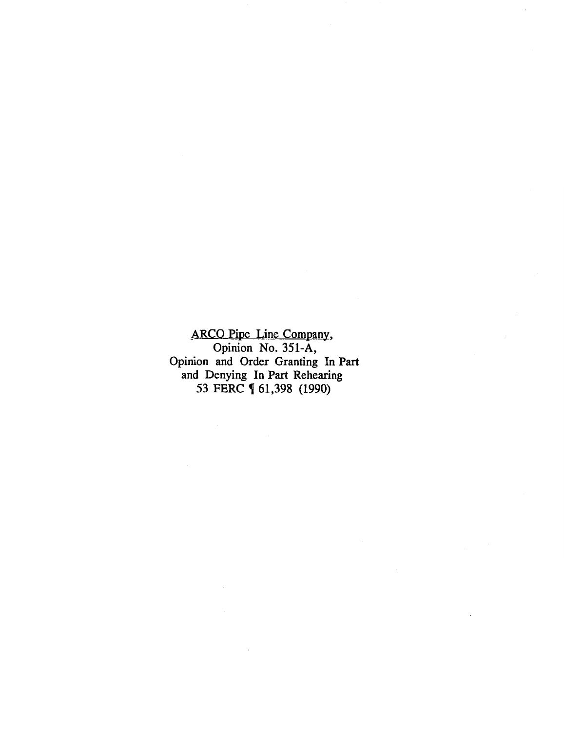<u>ARCO Pipe Line Company</u>,
Opinion No. 351-A,
Opinion and Order Granting In Part
and Denying In Part Rehearing
53 FERC ¶ 61,398 (1990)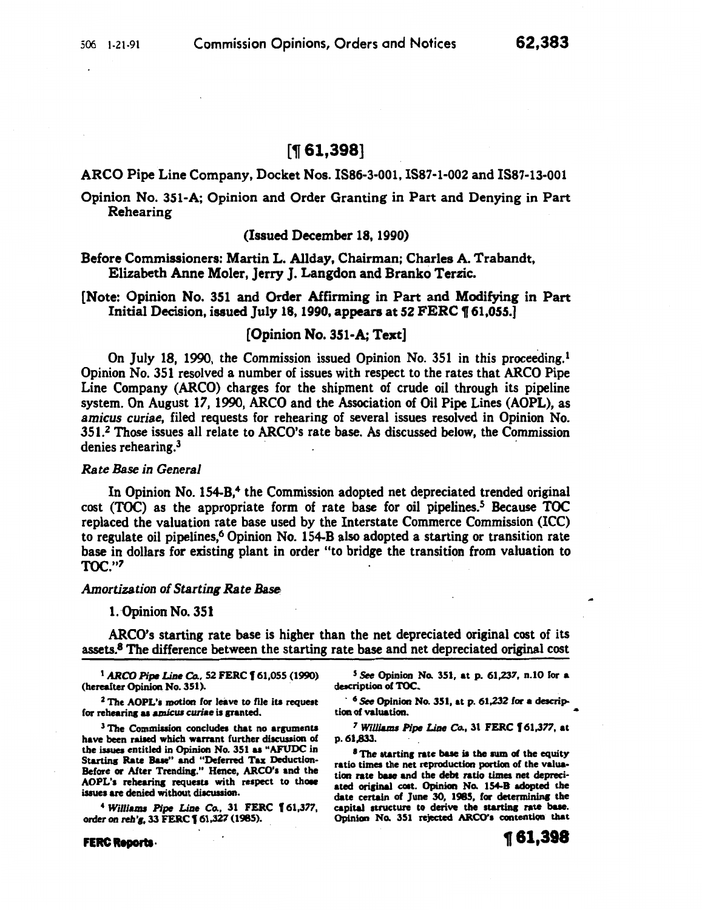[¶ 61,398]

ARCO Pipe Line Company, Docket Nos. IS86-3-001, IS87-1-002 and IS87-13-001

Opinion No. 351-A; Opinion and Order Granting in Part and Denying in Part Rehearing

(Issued December 18, 1990)

Before Commissioners: Martin L. Allday, Chairman; Charles A. Trabandt, Elizabeth Anne Moler, Jerry J. Langdon and Branko Terzic.

[Note: Opinion No. 351 and Order Affirming in Part and Modifying in Part Initial Decision, issued July 18, 1990, appears at 52 FERC ¶ 61,055.]

[Opinion No. 351-A; Text]

On July 18, 1990, the Commission issued Opinion No. 351 in this proceeding.[1] Opinion No. 351 resolved a number of issues with respect to the rates that ARCO Pipe Line Company (ARCO) charges for the shipment of crude oil through its pipeline system. On August 17, 1990, ARCO and the Association of Oil Pipe Lines (AOPL), as *amicus curiae*, filed requests for rehearing of several issues resolved in Opinion No. 351.[2] Those issues all relate to ARCO's rate base. As discussed below, the Commission denies rehearing.[3]

*Rate Base in General*

In Opinion No. 154-B,[4] the Commission adopted net depreciated trended original cost (TOC) as the appropriate form of rate base for oil pipelines.[5] Because TOC replaced the valuation rate base used by the Interstate Commerce Commission (ICC) to regulate oil pipelines,[6] Opinion No. 154-B also adopted a starting or transition rate base in dollars for existing plant in order "to bridge the transition from valuation to TOC."[7]

*Amortization of Starting Rate Base*

1. Opinion No. 351

ARCO's starting rate base is higher than the net depreciated original cost of its assets.[8] The difference between the starting rate base and net depreciated original cost

---

[1] *ARCO Pipe Line Co.*, 52 FERC ¶ 61,055 (1990) (hereafter Opinion No. 351).

[2] The AOPL's motion for leave to file its request for rehearing as *amicus curiae* is granted.

[3] The Commission concludes that no arguments have been raised which warrant further discussion of the issues entitled in Opinion No. 351 as "AFUDC in Starting Rate Base" and "Deferred Tax Deduction-Before or After Trending." Hence, ARCO's and the AOPL's rehearing requests with respect to those issues are denied without discussion.

[4] *Williams Pipe Line Co.*, 31 FERC ¶ 61,377, order on reh'g, 33 FERC ¶ 61,327 (1985).

[5] *See* Opinion No. 351, at p. 61,237, n.10 for a description of TOC.

[6] *See* Opinion No. 351, at p. 61,232 for a description of valuation.

[7] *Williams Pipe Line Co.*, 31 FERC ¶ 61,377, at p. 61,833.

[8] The starting rate base is the sum of the equity ratio times the net reproduction portion of the valuation rate base and the debt ratio times net depreciated original cost. Opinion No. 154-B adopted the date certain of June 30, 1985, for determining the capital structure to derive the starting rate base. Opinion No. 351 rejected ARCO's contention that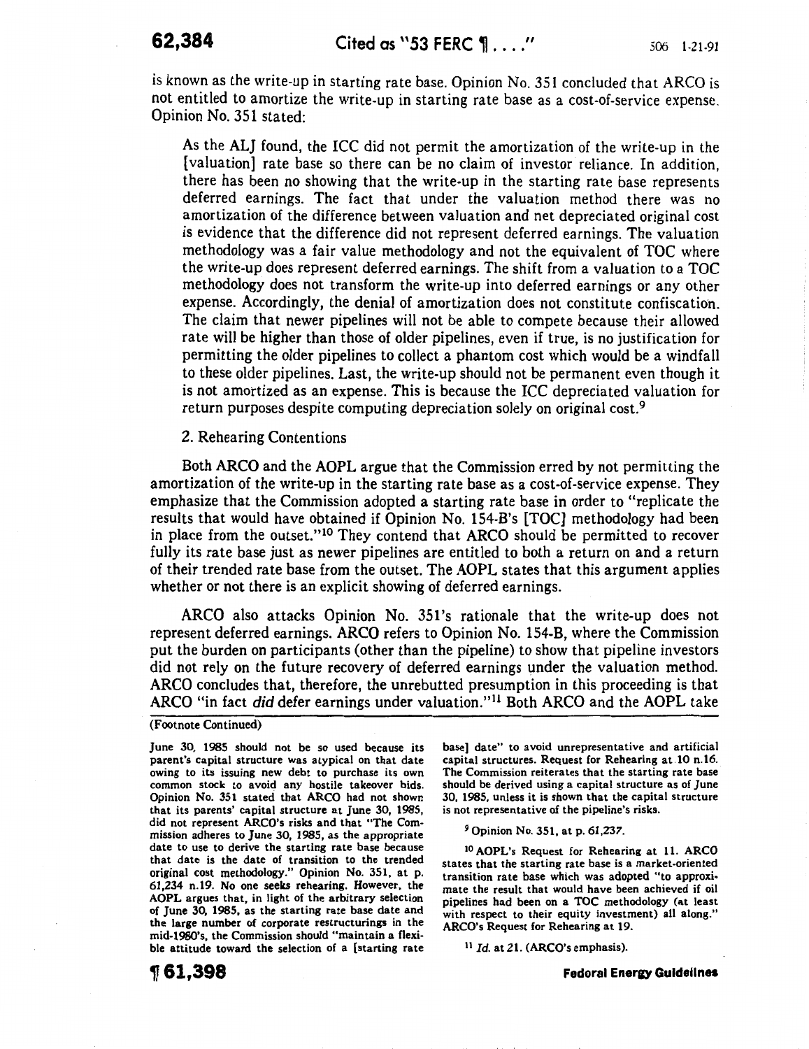is known as the write-up in starting rate base. Opinion No. 351 concluded that ARCO is not entitled to amortize the write-up in starting rate base as a cost-of-service expense. Opinion No. 351 stated:

> As the ALJ found, the ICC did not permit the amortization of the write-up in the [valuation] rate base so there can be no claim of investor reliance. In addition, there has been no showing that the write-up in the starting rate base represents deferred earnings. The fact that under the valuation method there was no amortization of the difference between valuation and net depreciated original cost is evidence that the difference did not represent deferred earnings. The valuation methodology was a fair value methodology and not the equivalent of TOC where the write-up does represent deferred earnings. The shift from a valuation to a TOC methodology does not transform the write-up into deferred earnings or any other expense. Accordingly, the denial of amortization does not constitute confiscation. The claim that newer pipelines will not be able to compete because their allowed rate will be higher than those of older pipelines, even if true, is no justification for permitting the older pipelines to collect a phantom cost which would be a windfall to these older pipelines. Last, the write-up should not be permanent even though it is not amortized as an expense. This is because the ICC depreciated valuation for return purposes despite computing depreciation solely on original cost.[9]

2. Rehearing Contentions

Both ARCO and the AOPL argue that the Commission erred by not permitting the amortization of the write-up in the starting rate base as a cost-of-service expense. They emphasize that the Commission adopted a starting rate base in order to "replicate the results that would have obtained if Opinion No. 154-B's [TOC] methodology had been in place from the outset."[10] They contend that ARCO should be permitted to recover fully its rate base just as newer pipelines are entitled to both a return on and a return of their trended rate base from the outset. The AOPL states that this argument applies whether or not there is an explicit showing of deferred earnings.

ARCO also attacks Opinion No. 351's rationale that the write-up does not represent deferred earnings. ARCO refers to Opinion No. 154-B, where the Commission put the burden on participants (other than the pipeline) to show that pipeline investors did not rely on the future recovery of deferred earnings under the valuation method. ARCO concludes that, therefore, the unrebutted presumption in this proceeding is that ARCO "in fact *did* defer earnings under valuation."[11] Both ARCO and the AOPL take

---

(Footnote Continued)

June 30, 1985 should not be so used because its parent's capital structure was atypical on that date owing to its issuing new debt to purchase its own common stock to avoid any hostile takeover bids. Opinion No. 351 stated that ARCO had not shown that its parents' capital structure at June 30, 1985, did not represent ARCO's risks and that "The Commission adheres to June 30, 1985, as the appropriate date to use to derive the starting rate base because that date is the date of transition to the trended original cost methodology." Opinion No. 351, at p. 61,234 n.19. No one seeks rehearing. However, the AOPL argues that, in light of the arbitrary selection of June 30, 1985, as the starting rate base date and the large number of corporate restructurings in the mid-1980's, the Commission should "maintain a flexible attitude toward the selection of a [starting rate base] date" to avoid unrepresentative and artificial capital structures. Request for Rehearing at 10 n.16. The Commission reiterates that the starting rate base should be derived using a capital structure as of June 30, 1985, unless it is shown that the capital structure is not representative of the pipeline's risks.

[9] Opinion No. 351, at p. 61,237.

[10] AOPL's Request for Rehearing at 11. ARCO states that the starting rate base is a market-oriented transition rate base which was adopted "to approximate the result that would have been achieved if oil pipelines had been on a TOC methodology (at least with respect to their equity investment) all along." ARCO's Request for Rehearing at 19.

[11] *Id.* at 21. (ARCO's emphasis).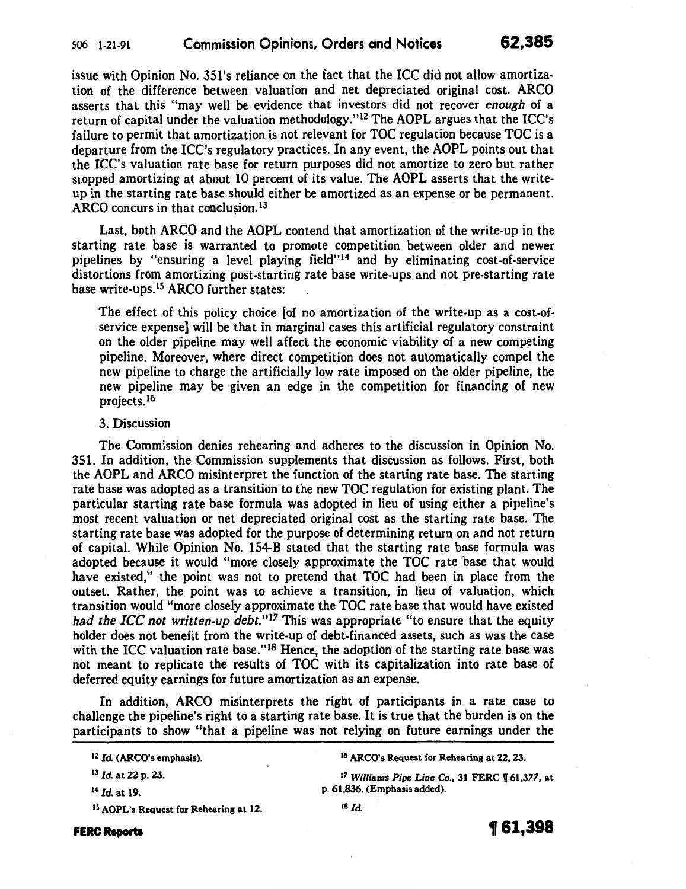issue with Opinion No. 351's reliance on the fact that the ICC did not allow amortization of the difference between valuation and net depreciated original cost. ARCO asserts that this "may well be evidence that investors did not recover *enough* of a return of capital under the valuation methodology."[12] The AOPL argues that the ICC's failure to permit that amortization is not relevant for TOC regulation because TOC is a departure from the ICC's regulatory practices. In any event, the AOPL points out that the ICC's valuation rate base for return purposes did not amortize to zero but rather stopped amortizing at about 10 percent of its value. The AOPL asserts that the write-up in the starting rate base should either be amortized as an expense or be permanent. ARCO concurs in that conclusion.[13]

Last, both ARCO and the AOPL contend that amortization of the write-up in the starting rate base is warranted to promote competition between older and newer pipelines by "ensuring a level playing field"[14] and by eliminating cost-of-service distortions from amortizing post-starting rate base write-ups and not pre-starting rate base write-ups.[15] ARCO further states:

> The effect of this policy choice [of no amortization of the write-up as a cost-of-service expense] will be that in marginal cases this artificial regulatory constraint on the older pipeline may well affect the economic viability of a new competing pipeline. Moreover, where direct competition does not automatically compel the new pipeline to charge the artificially low rate imposed on the older pipeline, the new pipeline may be given an edge in the competition for financing of new projects.[16]

3. Discussion

The Commission denies rehearing and adheres to the discussion in Opinion No. 351. In addition, the Commission supplements that discussion as follows. First, both the AOPL and ARCO misinterpret the function of the starting rate base. The starting rate base was adopted as a transition to the new TOC regulation for existing plant. The particular starting rate base formula was adopted in lieu of using either a pipeline's most recent valuation or net depreciated original cost as the starting rate base. The starting rate base was adopted for the purpose of determining return on and not return of capital. While Opinion No. 154-B stated that the starting rate base formula was adopted because it would "more closely approximate the TOC rate base that would have existed," the point was not to pretend that TOC had been in place from the outset. Rather, the point was to achieve a transition, in lieu of valuation, which transition would "more closely approximate the TOC rate base that would have existed *had the ICC not written-up debt.*"[17] This was appropriate "to ensure that the equity holder does not benefit from the write-up of debt-financed assets, such as was the case with the ICC valuation rate base."[18] Hence, the adoption of the starting rate base was not meant to replicate the results of TOC with its capitalization into rate base of deferred equity earnings for future amortization as an expense.

In addition, ARCO misinterprets the right of participants in a rate case to challenge the pipeline's right to a starting rate base. It is true that the burden is on the participants to show "that a pipeline was not relying on future earnings under the

---

[12] *Id.* (ARCO's emphasis).

[13] *Id.* at 22 p. 23.

[14] *Id.* at 19.

[15] AOPL's Request for Rehearing at 12.

[16] ARCO's Request for Rehearing at 22, 23.

[17] *Williams Pipe Line Co.*, 31 FERC ¶ 61,377, at p. 61,836. (Emphasis added).

[18] *Id.*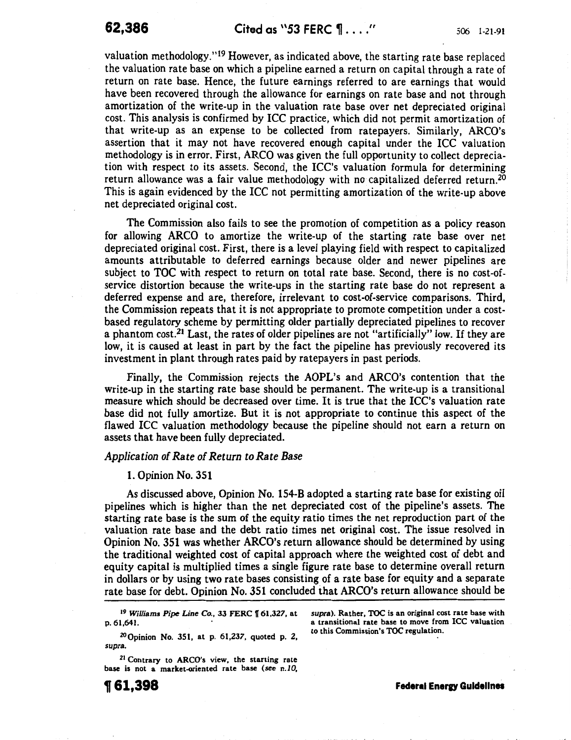valuation methodology."[19] However, as indicated above, the starting rate base replaced the valuation rate base on which a pipeline earned a return on capital through a rate of return on rate base. Hence, the future earnings referred to are earnings that would have been recovered through the allowance for earnings on rate base and not through amortization of the write-up in the valuation rate base over net depreciated original cost. This analysis is confirmed by ICC practice, which did not permit amortization of that write-up as an expense to be collected from ratepayers. Similarly, ARCO's assertion that it may not have recovered enough capital under the ICC valuation methodology is in error. First, ARCO was given the full opportunity to collect depreciation with respect to its assets. Second, the ICC's valuation formula for determining return allowance was a fair value methodology with no capitalized deferred return.[20] This is again evidenced by the ICC not permitting amortization of the write-up above net depreciated original cost.

The Commission also fails to see the promotion of competition as a policy reason for allowing ARCO to amortize the write-up of the starting rate base over net depreciated original cost. First, there is a level playing field with respect to capitalized amounts attributable to deferred earnings because older and newer pipelines are subject to TOC with respect to return on total rate base. Second, there is no cost-of-service distortion because the write-ups in the starting rate base do not represent a deferred expense and are, therefore, irrelevant to cost-of-service comparisons. Third, the Commission repeats that it is not appropriate to promote competition under a cost-based regulatory scheme by permitting older partially depreciated pipelines to recover a phantom cost.[21] Last, the rates of older pipelines are not "artificially" low. If they are low, it is caused at least in part by the fact the pipeline has previously recovered its investment in plant through rates paid by ratepayers in past periods.

Finally, the Commission rejects the AOPL's and ARCO's contention that the write-up in the starting rate base should be permanent. The write-up is a transitional measure which should be decreased over time. It is true that the ICC's valuation rate base did not fully amortize. But it is not appropriate to continue this aspect of the flawed ICC valuation methodology because the pipeline should not earn a return on assets that have been fully depreciated.

*Application of Rate of Return to Rate Base*

1. Opinion No. 351

As discussed above, Opinion No. 154-B adopted a starting rate base for existing oil pipelines which is higher than the net depreciated cost of the pipeline's assets. The starting rate base is the sum of the equity ratio times the net reproduction part of the valuation rate base and the debt ratio times net original cost. The issue resolved in Opinion No. 351 was whether ARCO's return allowance should be determined by using the traditional weighted cost of capital approach where the weighted cost of debt and equity capital is multiplied times a single figure rate base to determine overall return in dollars or by using two rate bases consisting of a rate base for equity and a separate rate base for debt. Opinion No. 351 concluded that ARCO's return allowance should be

---

[19] *Williams Pipe Line Co.*, 33 FERC ¶ 61,327, at p. 61,641.

[20] Opinion No. 351, at p. 61,237, quoted p. 2, *supra*.

[21] Contrary to ARCO's view, the starting rate base is not a market-oriented rate base (*see n.10, supra*). Rather, TOC is an original cost rate base with a transitional rate base to move from ICC valuation to this Commission's TOC regulation.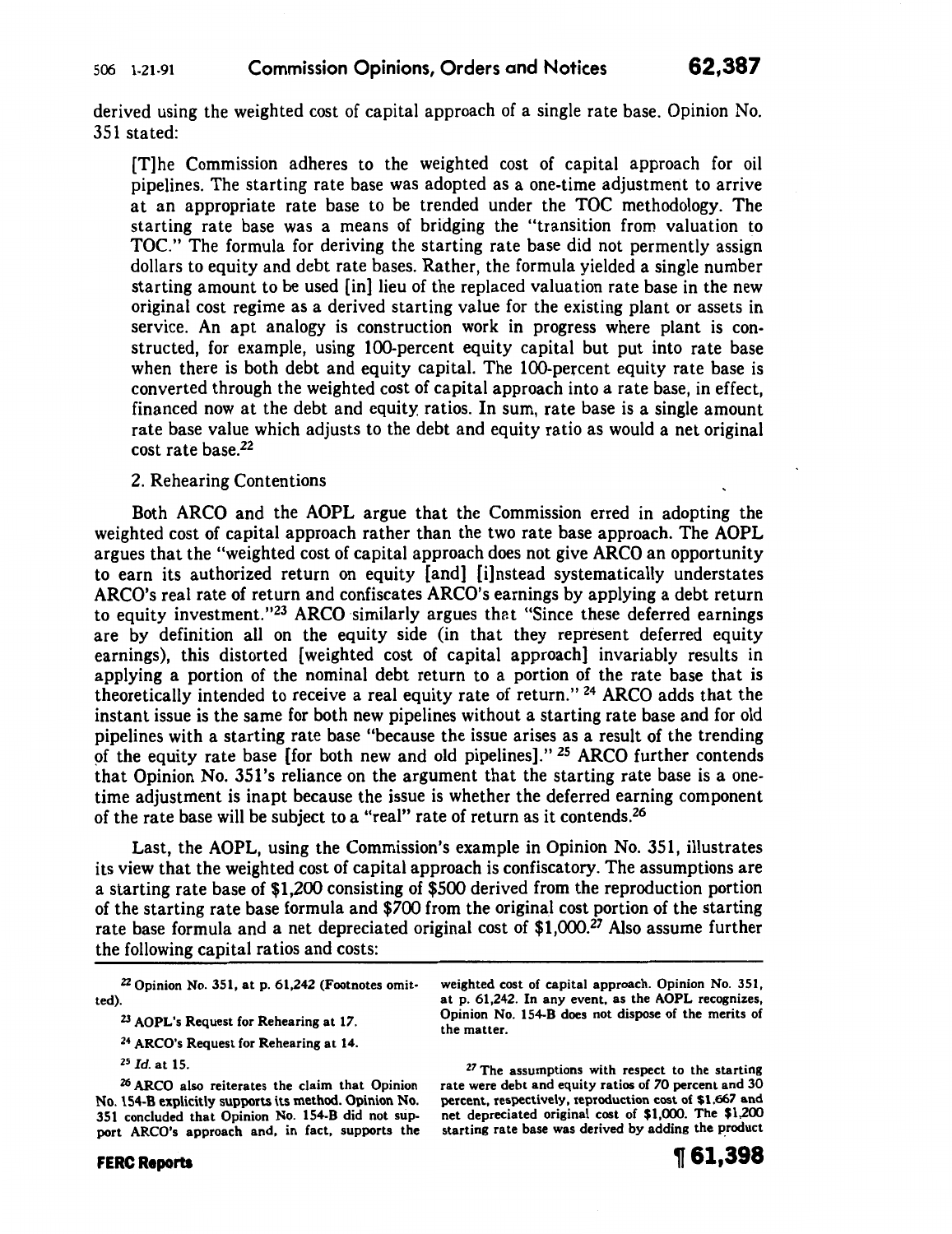derived using the weighted cost of capital approach of a single rate base. Opinion No. 351 stated:

> [T]he Commission adheres to the weighted cost of capital approach for oil pipelines. The starting rate base was adopted as a one-time adjustment to arrive at an appropriate rate base to be trended under the TOC methodology. The starting rate base was a means of bridging the "transition from valuation to TOC." The formula for deriving the starting rate base did not permently assign dollars to equity and debt rate bases. Rather, the formula yielded a single number starting amount to be used [in] lieu of the replaced valuation rate base in the new original cost regime as a derived starting value for the existing plant or assets in service. An apt analogy is construction work in progress where plant is constructed, for example, using 100-percent equity capital but put into rate base when there is both debt and equity capital. The 100-percent equity rate base is converted through the weighted cost of capital approach into a rate base, in effect, financed now at the debt and equity ratios. In sum, rate base is a single amount rate base value which adjusts to the debt and equity ratio as would a net original cost rate base.[22]

2. Rehearing Contentions

Both ARCO and the AOPL argue that the Commission erred in adopting the weighted cost of capital approach rather than the two rate base approach. The AOPL argues that the "weighted cost of capital approach does not give ARCO an opportunity to earn its authorized return on equity [and] [i]nstead systematically understates ARCO's real rate of return and confiscates ARCO's earnings by applying a debt return to equity investment."[23] ARCO similarly argues that "Since these deferred earnings are by definition all on the equity side (in that they represent deferred equity earnings), this distorted [weighted cost of capital approach] invariably results in applying a portion of the nominal debt return to a portion of the rate base that is theoretically intended to receive a real equity rate of return." [24] ARCO adds that the instant issue is the same for both new pipelines without a starting rate base and for old pipelines with a starting rate base "because the issue arises as a result of the trending of the equity rate base [for both new and old pipelines]." [25] ARCO further contends that Opinion No. 351's reliance on the argument that the starting rate base is a one-time adjustment is inapt because the issue is whether the deferred earning component of the rate base will be subject to a "real" rate of return as it contends.[26]

Last, the AOPL, using the Commission's example in Opinion No. 351, illustrates its view that the weighted cost of capital approach is confiscatory. The assumptions are a starting rate base of $1,200 consisting of $500 derived from the reproduction portion of the starting rate base formula and $700 from the original cost portion of the starting rate base formula and a net depreciated original cost of $1,000.[27] Also assume further the following capital ratios and costs:

---

[22] Opinion No. 351, at p. 61,242 (Footnotes omitted).

[23] AOPL's Request for Rehearing at 17.

[24] ARCO's Request for Rehearing at 14.

[25] *Id.* at 15.

[26] ARCO also reiterates the claim that Opinion No. 154-B explicitly supports its method. Opinion No. 351 concluded that Opinion No. 154-B did not support ARCO's approach and, in fact, supports the weighted cost of capital approach. Opinion No. 351, at p. 61,242. In any event, as the AOPL recognizes, Opinion No. 154-B does not dispose of the merits of the matter.

[27] The assumptions with respect to the starting rate were debt and equity ratios of 70 percent and 30 percent, respectively, reproduction cost of $1,667 and net depreciated original cost of $1,000. The $1,200 starting rate base was derived by adding the product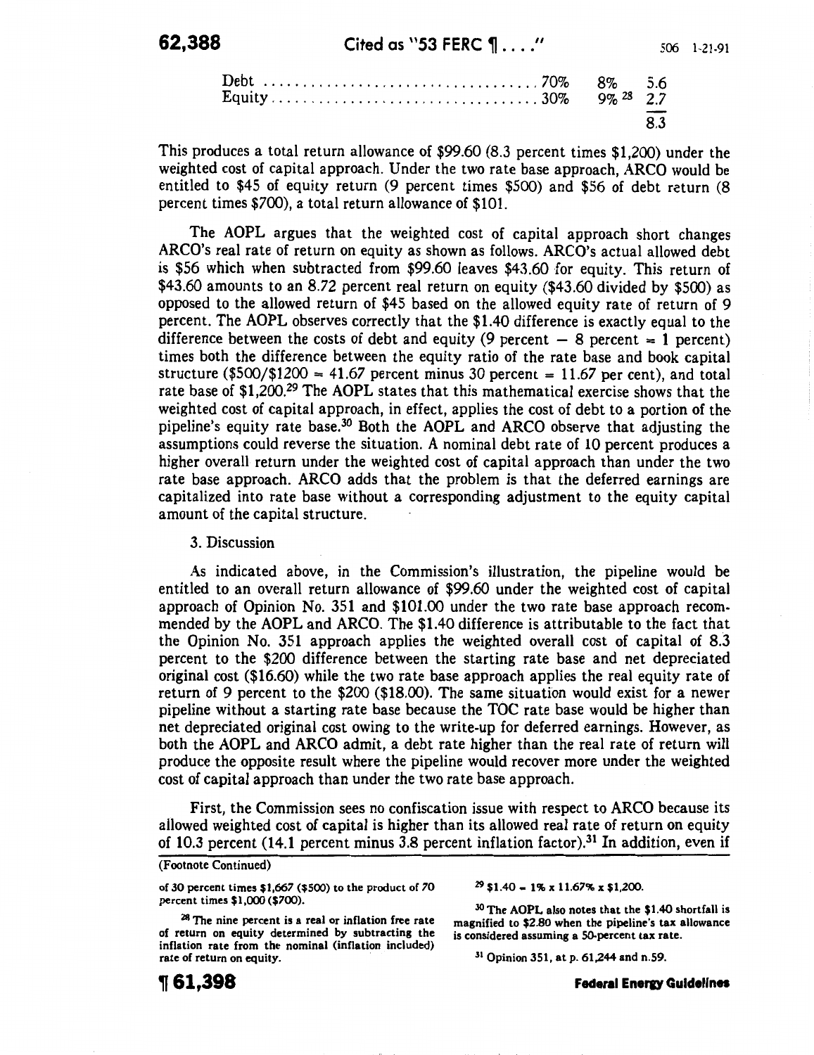| | | | |
|---|---|---|---|
| Debt | 70% | 8% | 5.6 |
| Equity | 30% | 9% [28] | 2.7 |
| | | | 8.3 |

This produces a total return allowance of $99.60 (8.3 percent times $1,200) under the weighted cost of capital approach. Under the two rate base approach, ARCO would be entitled to $45 of equity return (9 percent times $500) and $56 of debt return (8 percent times $700), a total return allowance of $101.

The AOPL argues that the weighted cost of capital approach short changes ARCO's real rate of return on equity as shown as follows. ARCO's actual allowed debt is $56 which when subtracted from $99.60 leaves $43.60 for equity. This return of $43.60 amounts to an 8.72 percent real return on equity ($43.60 divided by $500) as opposed to the allowed return of $45 based on the allowed equity rate of return of 9 percent. The AOPL observes correctly that the $1.40 difference is exactly equal to the difference between the costs of debt and equity (9 percent − 8 percent = 1 percent) times both the difference between the equity ratio of the rate base and book capital structure ($500/$1200 = 41.67 percent minus 30 percent = 11.67 per cent), and total rate base of $1,200.[29] The AOPL states that this mathematical exercise shows that the weighted cost of capital approach, in effect, applies the cost of debt to a portion of the pipeline's equity rate base.[30] Both the AOPL and ARCO observe that adjusting the assumptions could reverse the situation. A nominal debt rate of 10 percent produces a higher overall return under the weighted cost of capital approach than under the two rate base approach. ARCO adds that the problem is that the deferred earnings are capitalized into rate base without a corresponding adjustment to the equity capital amount of the capital structure.

3. Discussion

As indicated above, in the Commission's illustration, the pipeline would be entitled to an overall return allowance of $99.60 under the weighted cost of capital approach of Opinion No. 351 and $101.00 under the two rate base approach recommended by the AOPL and ARCO. The $1.40 difference is attributable to the fact that the Opinion No. 351 approach applies the weighted overall cost of capital of 8.3 percent to the $200 difference between the starting rate base and net depreciated original cost ($16.60) while the two rate base approach applies the real equity rate of return of 9 percent to the $200 ($18.00). The same situation would exist for a newer pipeline without a starting rate base because the TOC rate base would be higher than net depreciated original cost owing to the write-up for deferred earnings. However, as both the AOPL and ARCO admit, a debt rate higher than the real rate of return will produce the opposite result where the pipeline would recover more under the weighted cost of capital approach than under the two rate base approach.

First, the Commission sees no confiscation issue with respect to ARCO because its allowed weighted cost of capital is higher than its allowed real rate of return on equity of 10.3 percent (14.1 percent minus 3.8 percent inflation factor).[31] In addition, even if

(Footnote Continued)

of 30 percent times $1,667 ($500) to the product of 70 percent times $1,000 ($700).

[28] The nine percent is a real or inflation free rate of return on equity determined by subtracting the inflation rate from the nominal (inflation included) rate of return on equity.

[29] $1.40 = 1% x 11.67% x $1,200.

[30] The AOPL also notes that the $1.40 shortfall is magnified to $2.80 when the pipeline's tax allowance is considered assuming a 50-percent tax rate.

[31] Opinion 351, at p. 61,244 and n.59.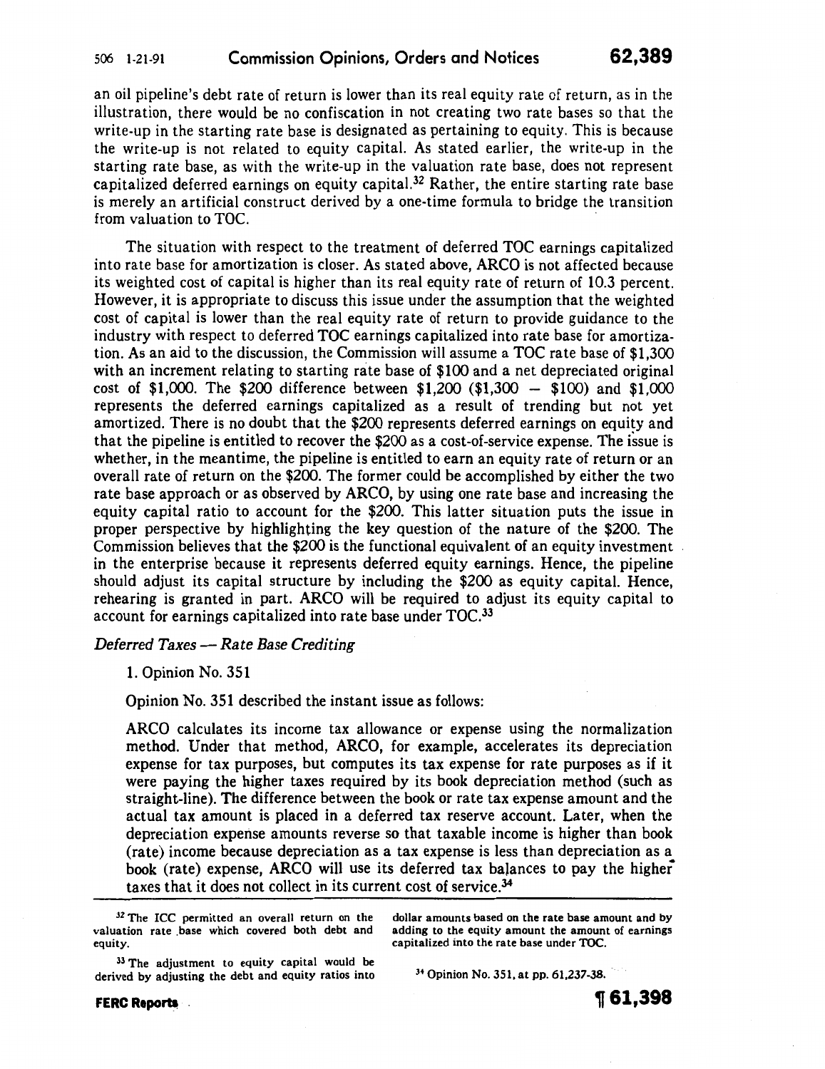an oil pipeline's debt rate of return is lower than its real equity rate of return, as in the illustration, there would be no confiscation in not creating two rate bases so that the write-up in the starting rate base is designated as pertaining to equity. This is because the write-up is not related to equity capital. As stated earlier, the write-up in the starting rate base, as with the write-up in the valuation rate base, does not represent capitalized deferred earnings on equity capital.[32] Rather, the entire starting rate base is merely an artificial construct derived by a one-time formula to bridge the transition from valuation to TOC.

The situation with respect to the treatment of deferred TOC earnings capitalized into rate base for amortization is closer. As stated above, ARCO is not affected because its weighted cost of capital is higher than its real equity rate of return of 10.3 percent. However, it is appropriate to discuss this issue under the assumption that the weighted cost of capital is lower than the real equity rate of return to provide guidance to the industry with respect to deferred TOC earnings capitalized into rate base for amortization. As an aid to the discussion, the Commission will assume a TOC rate base of $1,300 with an increment relating to starting rate base of $100 and a net depreciated original cost of $1,000. The $200 difference between $1,200 ($1,300 – $100) and $1,000 represents the deferred earnings capitalized as a result of deferred trending but not yet amortized. There is no doubt that the $200 represents deferred earnings on equity and that the pipeline is entitled to recover the $200 as a cost-of-service expense. The issue is whether, in the meantime, the pipeline is entitled to earn an equity rate of return or an overall rate of return on the $200. The former could be accomplished by either the two rate base approach or as observed by ARCO, by using one rate base and increasing the equity capital ratio to account for the $200. This latter situation puts the issue in proper perspective by highlighting the key question of the nature of the $200. The Commission believes that the $200 is the functional equivalent of an equity investment in the enterprise because it represents deferred equity earnings. Hence, the pipeline should adjust its capital structure by including the $200 as equity capital. Hence, rehearing is granted in part. ARCO will be required to adjust its equity capital to account for earnings capitalized into rate base under TOC.[33]

*Deferred Taxes — Rate Base Crediting*

1. Opinion No. 351

Opinion No. 351 described the instant issue as follows:

> ARCO calculates its income tax allowance or expense using the normalization method. Under that method, ARCO, for example, accelerates its depreciation expense for tax purposes, but computes its tax expense for rate purposes as if it were paying the higher taxes required by its book depreciation method (such as straight-line). The difference between the book or rate tax expense amount and the actual tax amount is placed in a deferred tax reserve account. Later, when the depreciation expense amounts reverse so that taxable income is higher than book (rate) income because depreciation as a tax expense is less than depreciation as a book (rate) expense, ARCO will use its deferred tax balances to pay the higher taxes that it does not collect in its current cost of service.[34]

---

[32] The ICC permitted an overall return on the valuation rate base which covered both debt and equity.

[33] The adjustment to equity capital would be derived by adjusting the debt and equity ratios into dollar amounts based on the rate base amount and by adding to the equity amount the amount of earnings capitalized into the rate base under TOC.

[34] Opinion No. 351, at pp. 61,237-38.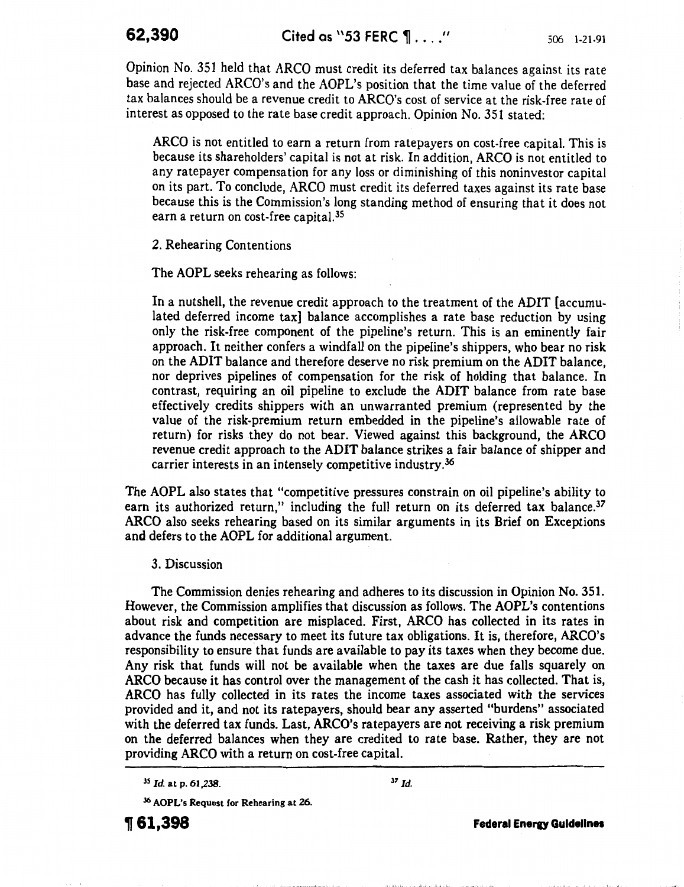Opinion No. 351 held that ARCO must credit its deferred tax balances against its rate base and rejected ARCO's and the AOPL's position that the time value of the deferred tax balances should be a revenue credit to ARCO's cost of service at the risk-free rate of interest as opposed to the rate base credit approach. Opinion No. 351 stated:

> ARCO is not entitled to earn a return from ratepayers on cost-free capital. This is because its shareholders' capital is not at risk. In addition, ARCO is not entitled to any ratepayer compensation for any loss or diminishing of this noninvestor capital on its part. To conclude, ARCO must credit its deferred taxes against its rate base because this is the Commission's long standing method of ensuring that it does not earn a return on cost-free capital.[35]

2. Rehearing Contentions

The AOPL seeks rehearing as follows:

> In a nutshell, the revenue credit approach to the treatment of the ADIT [accumulated deferred income tax] balance accomplishes a rate base reduction by using only the risk-free component of the pipeline's return. This is an eminently fair approach. It neither confers a windfall on the pipeline's shippers, who bear no risk on the ADIT balance and therefore deserve no risk premium on the ADIT balance, nor deprives pipelines of compensation for the risk of holding that balance. In contrast, requiring an oil pipeline to exclude the ADIT balance from rate base effectively credits shippers with an unwarranted premium (represented by the value of the risk-premium return embedded in the pipeline's allowable rate of return) for risks they do not bear. Viewed against this background, the ARCO revenue credit approach to the ADIT balance strikes a fair balance of shipper and carrier interests in an intensely competitive industry.[36]

The AOPL also states that "competitive pressures constrain on oil pipeline's ability to earn its authorized return," including the full return on its deferred tax balance.[37] ARCO also seeks rehearing based on its similar arguments in its Brief on Exceptions and defers to the AOPL for additional argument.

3. Discussion

The Commission denies rehearing and adheres to its discussion in Opinion No. 351. However, the Commission amplifies that discussion as follows. The AOPL's contentions about risk and competition are misplaced. First, ARCO has collected in its rates in advance the funds necessary to meet its future tax obligations. It is, therefore, ARCO's responsibility to ensure that funds are available to pay its taxes when they become due. Any risk that funds will not be available when the taxes are due falls squarely on ARCO because it has control over the management of the cash it has collected. That is, ARCO has fully collected in its rates the income taxes associated with the services provided and it, and not its ratepayers, should bear any asserted "burdens" associated with the deferred tax funds. Last, ARCO's ratepayers are not receiving a risk premium on the deferred balances when they are credited to rate base. Rather, they are not providing ARCO with a return on cost-free capital.

---

[35] *Id.* at p. 61,238.

[36] AOPL's Request for Rehearing at 26.

[37] *Id.*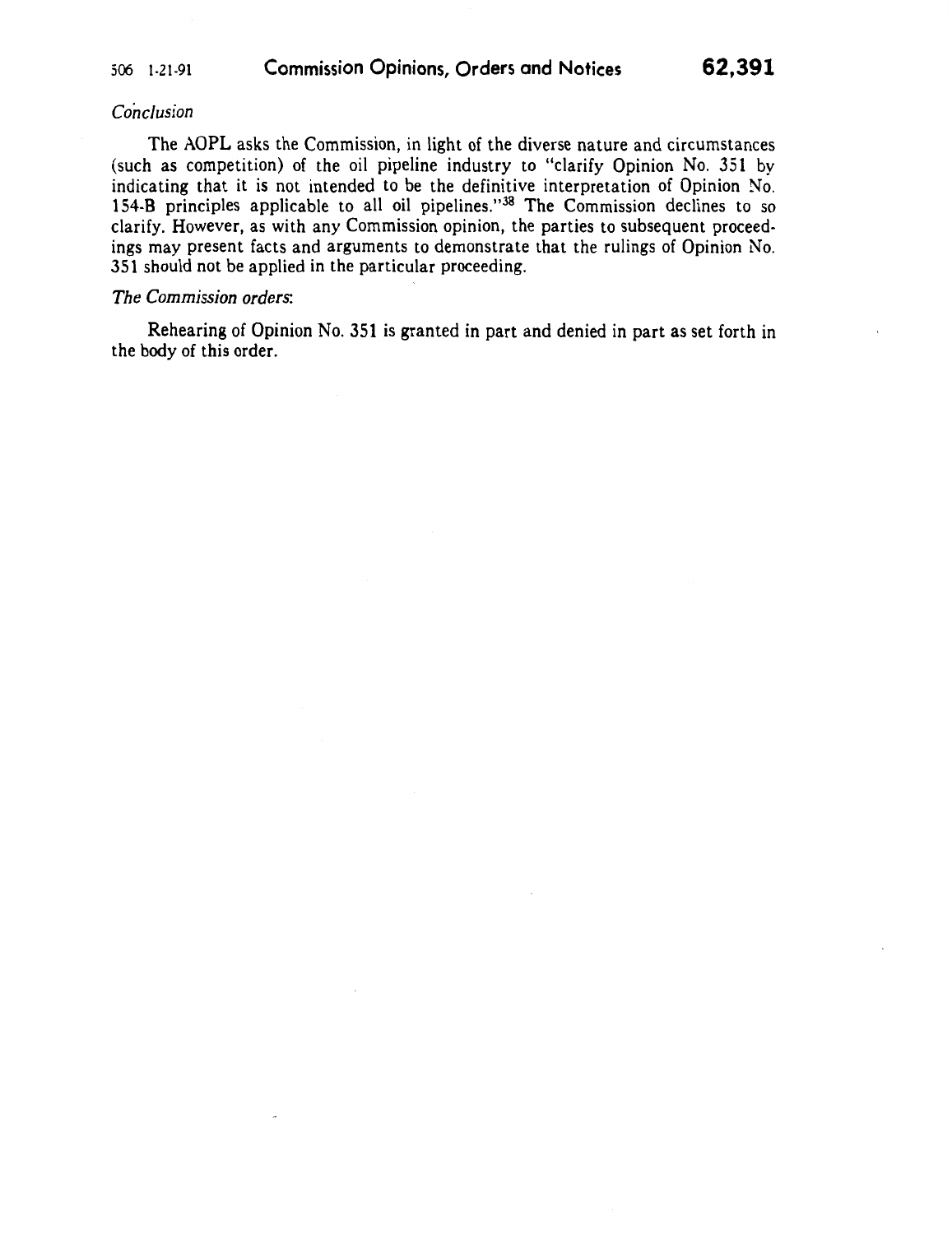*Conclusion*

The AOPL asks the Commission, in light of the diverse nature and circumstances (such as competition) of the oil pipeline industry to "clarify Opinion No. 351 by indicating that it is not intended to be the definitive interpretation of Opinion No. 154-B principles applicable to all oil pipelines."[38] The Commission declines to so clarify. However, as with any Commission opinion, the parties to subsequent proceedings may present facts and arguments to demonstrate that the rulings of Opinion No. 351 should not be applied in the particular proceeding.

*The Commission orders*:

Rehearing of Opinion No. 351 is granted in part and denied in part as set forth in the body of this order.